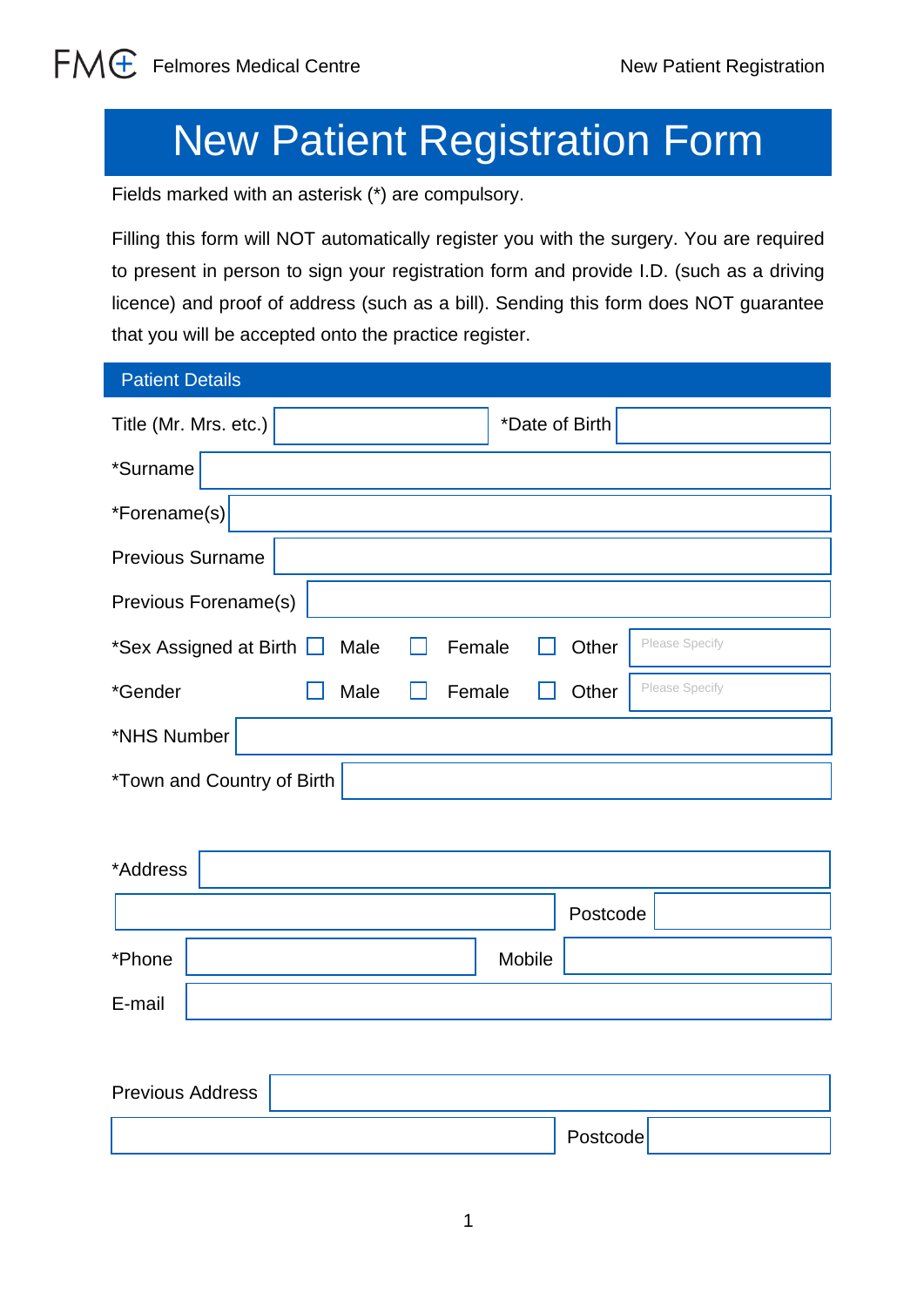# New Patient Registration Form

Fields marked with an asterisk (*) are compulsory.

Filling this form will NOT automatically register you with the surgery. You are required to present in person to sign your registration form and provide I.D. (such as a driving licence) and proof of address (such as a bill). Sending this form does NOT guarantee that you will be accepted onto the practice register.

## Patient Details

Title (Mr. Mrs. etc.) ____________ *Date of Birth ____________

*Surname ____________

*Forename(s) ____________

Previous Surname ____________

Previous Forename(s) ____________

*Sex Assigned at Birth ☐ Male ☐ Female ☐ Other Please Specify ____________

*Gender ☐ Male ☐ Female ☐ Other Please Specify ____________

*NHS Number ____________

*Town and Country of Birth ____________

*Address ____________

____________ Postcode ____________

*Phone ____________ Mobile ____________

E-mail ____________

Previous Address ____________

____________ Postcode ____________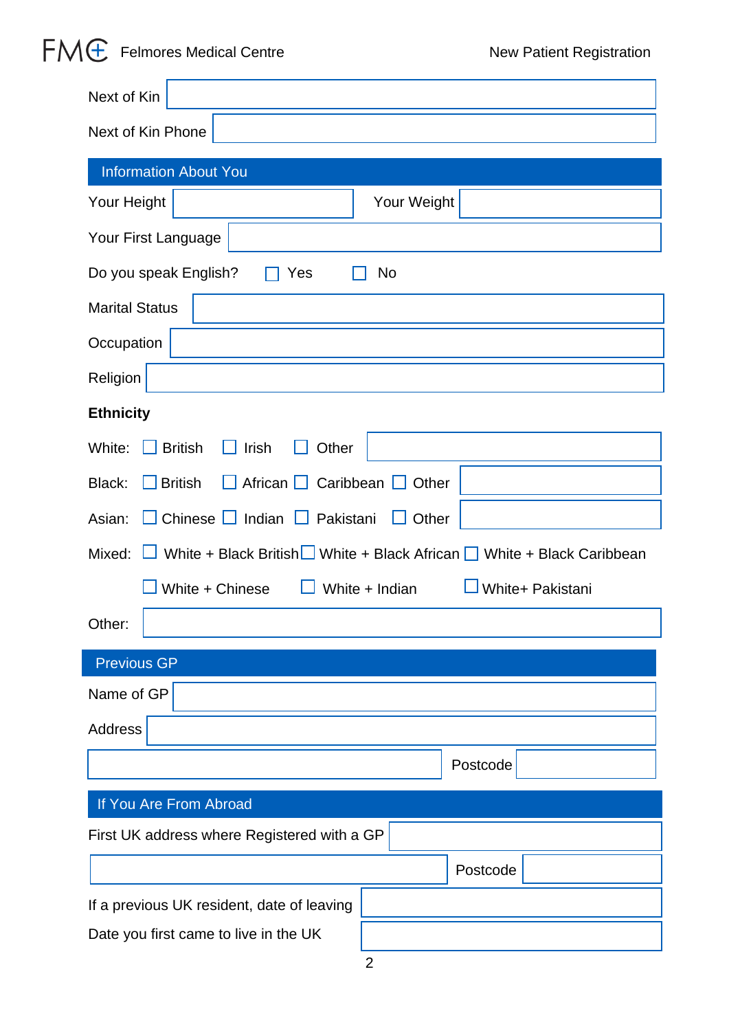Next of Kin

Next of Kin Phone

## Information About You

Your Height | Your Weight

Your First Language

Do you speak English? ☐ Yes ☐ No

Marital Status

Occupation

Religion

**Ethnicity**

White: ☐ British ☐ Irish ☐ Other

Black: ☐ British ☐ African ☐ Caribbean ☐ Other

Asian: ☐ Chinese ☐ Indian ☐ Pakistani ☐ Other

Mixed: ☐ White + Black British ☐ White + Black African ☐ White + Black Caribbean

☐ White + Chinese ☐ White + Indian ☐ White+ Pakistani

Other:

## Previous GP

Name of GP

Address

Postcode

## If You Are From Abroad

First UK address where Registered with a GP

Postcode

If a previous UK resident, date of leaving

Date you first came to live in the UK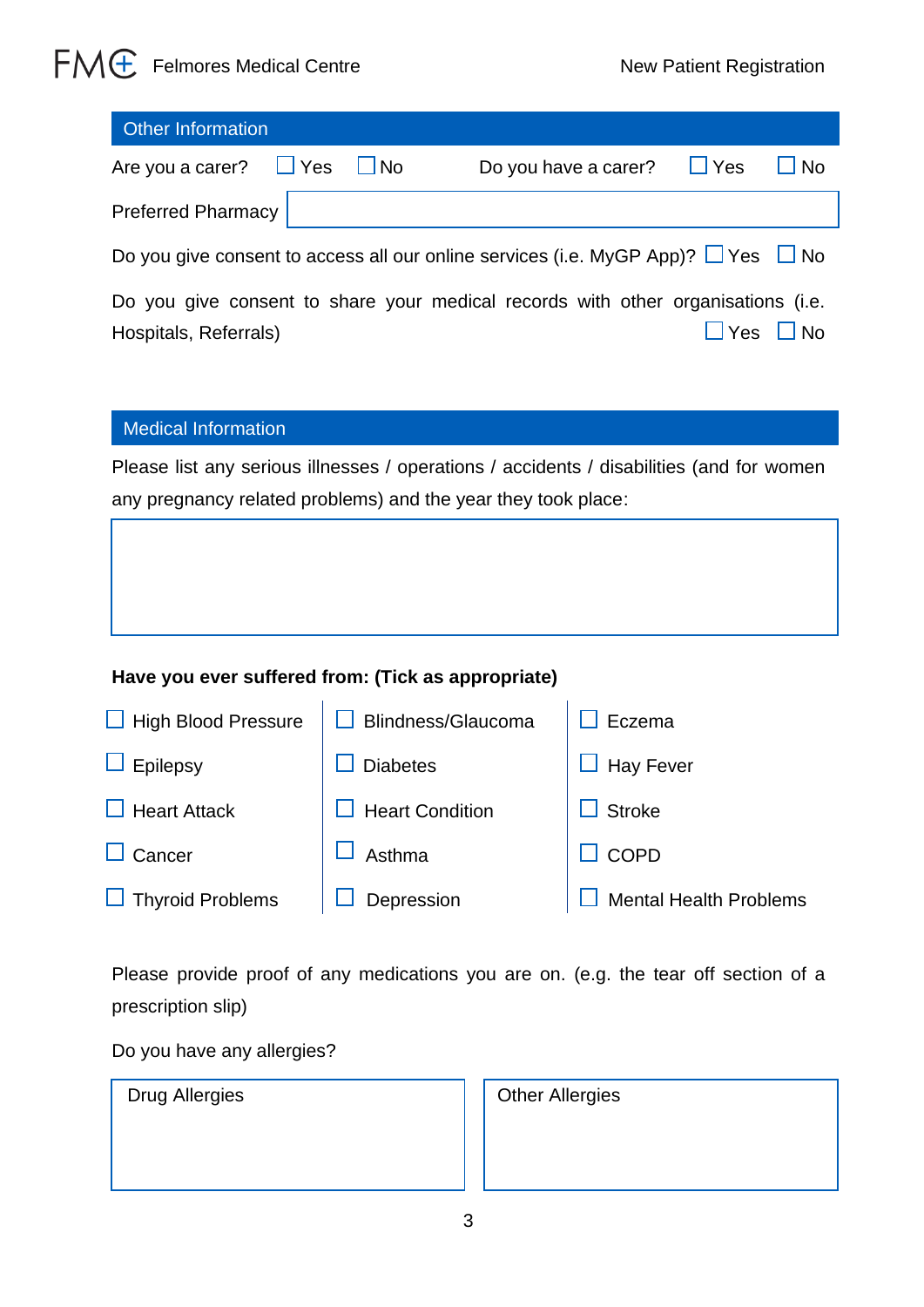## Other Information

Are you a carer? ☐ Yes ☐ No    Do you have a carer? ☐ Yes ☐ No

Preferred Pharmacy

Do you give consent to access all our online services (i.e. MyGP App)? ☐ Yes ☐ No

Do you give consent to share your medical records with other organisations (i.e. Hospitals, Referrals) ☐ Yes ☐ No

## Medical Information

Please list any serious illnesses / operations / accidents / disabilities (and for women any pregnancy related problems) and the year they took place:

**Have you ever suffered from: (Tick as appropriate)**

| | | |
|---|---|---|
| ☐ High Blood Pressure | ☐ Blindness/Glaucoma | ☐ Eczema |
| ☐ Epilepsy | ☐ Diabetes | ☐ Hay Fever |
| ☐ Heart Attack | ☐ Heart Condition | ☐ Stroke |
| ☐ Cancer | ☐ Asthma | ☐ COPD |
| ☐ Thyroid Problems | ☐ Depression | ☐ Mental Health Problems |

Please provide proof of any medications you are on. (e.g. the tear off section of a prescription slip)

Do you have any allergies?

| Drug Allergies | Other Allergies |
|---|---|
| | |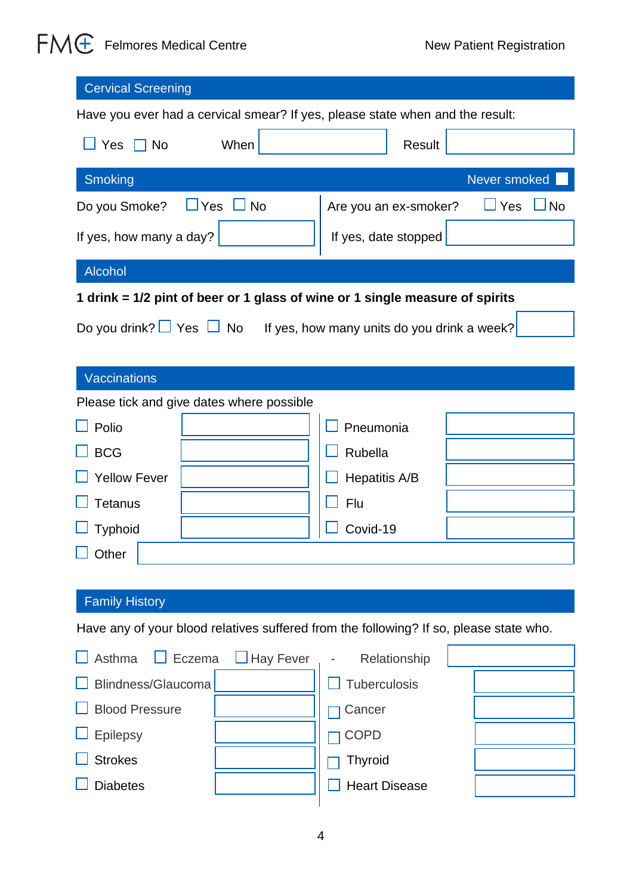## Cervical Screening

Have you ever had a cervical smear? If yes, please state when and the result:

☐ Yes ☐ No When ______ Result ______

## Smoking

Never smoked ☐

| | |
|---|---|
| Do you Smoke? ☐ Yes ☐ No | Are you an ex-smoker? ☐ Yes ☐ No |
| If yes, how many a day? ______ | If yes, date stopped ______ |

## Alcohol

**1 drink = 1/2 pint of beer or 1 glass of wine or 1 single measure of spirits**

Do you drink? ☐ Yes ☐ No If yes, how many units do you drink a week? ______

## Vaccinations

Please tick and give dates where possible

| Vaccination | Date | Vaccination | Date |
|---|---|---|---|
| ☐ Polio | | ☐ Pneumonia | |
| ☐ BCG | | ☐ Rubella | |
| ☐ Yellow Fever | | ☐ Hepatitis A/B | |
| ☐ Tetanus | | ☐ Flu | |
| ☐ Typhoid | | ☐ Covid-19 | |

☐ Other ______

## Family History

Have any of your blood relatives suffered from the following? If so, please state who.

☐ Asthma ☐ Eczema ☐ Hay Fever - Relationship ______

| Condition | Relationship | Condition | Relationship |
|---|---|---|---|
| ☐ Blindness/Glaucoma | | ☐ Tuberculosis | |
| ☐ Blood Pressure | | ☐ Cancer | |
| ☐ Epilepsy | | ☐ COPD | |
| ☐ Strokes | | ☐ Thyroid | |
| ☐ Diabetes | | ☐ Heart Disease | |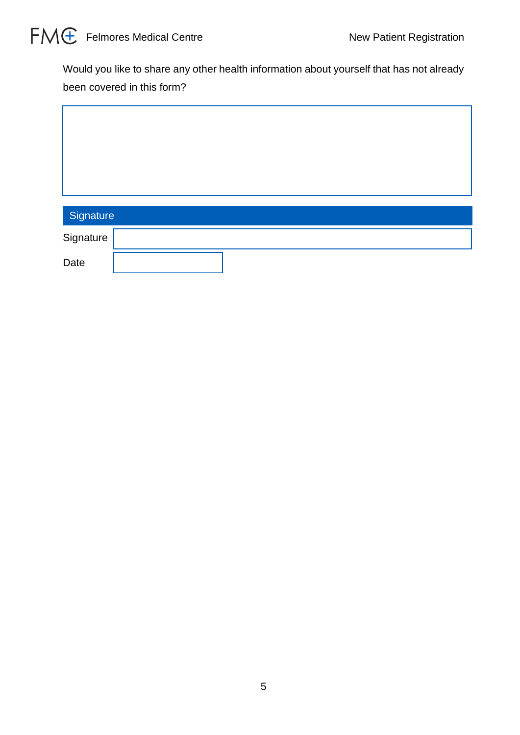Would you like to share any other health information about yourself that has not already been covered in this form?

|  |
| --- |
|  |

## Signature

| | |
| --- | --- |
| Signature | |
| Date | |